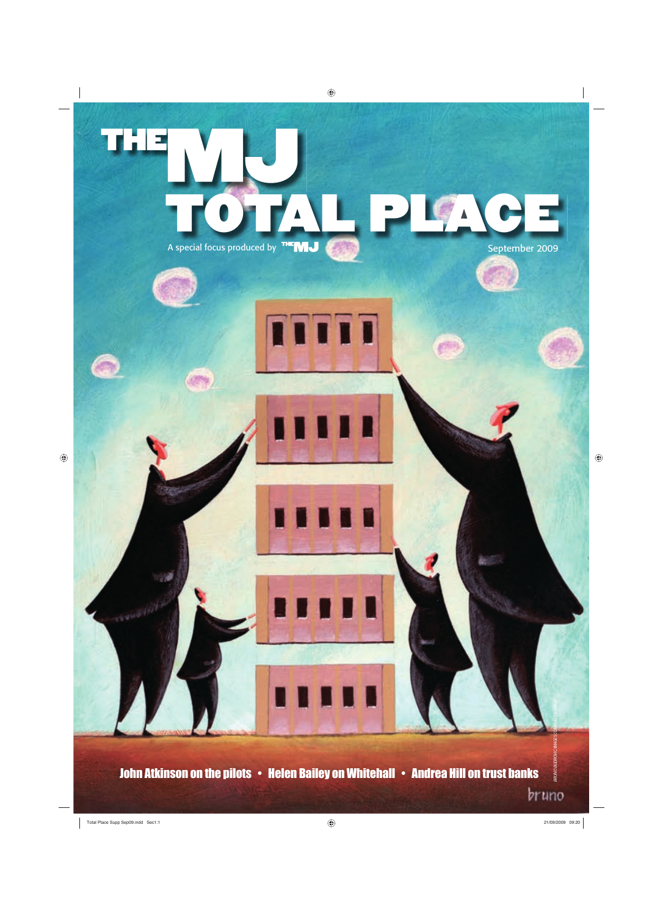# THE MJ TOTAL PLACE

A special focus produced by THE MJ

September 2009

**John Atkinson on the pilots • Helen Bailey on Whitehall • Andrea Hill on trust banks**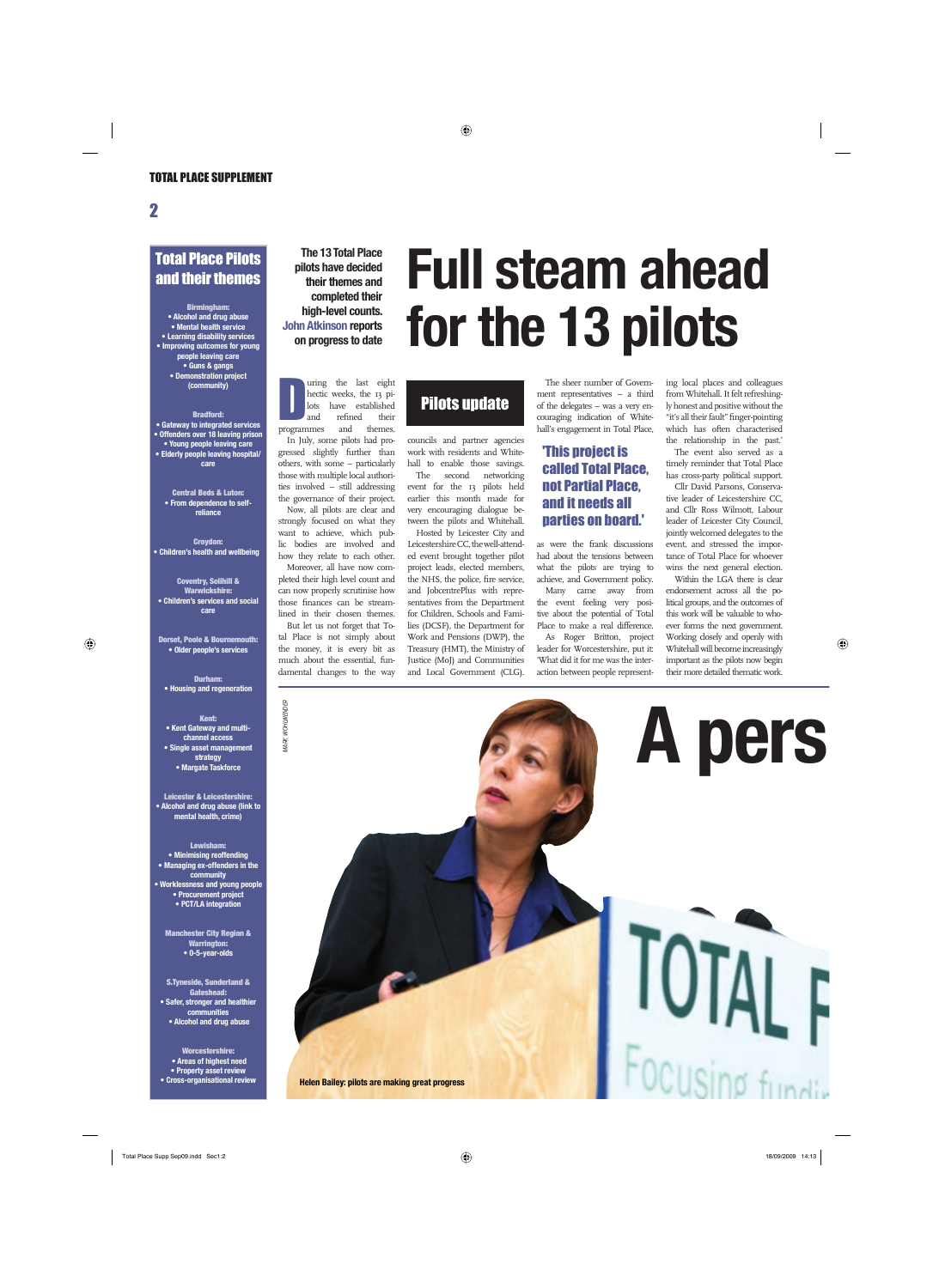## Total Place Pilots and their themes

**Birmingham:**
- Alcohol and drug abuse
- Mental health service
- Learning disability services
- Improving outcomes for young people leaving care
- Guns & gangs
- Demonstration project (community)

**Bradford:**
- Gateway to integrated services
- Offenders over 18 leaving prison
- Young people leaving care
- Elderly people leaving hospital/care

**Central Beds & Luton:**
- From dependence to self-reliance

**Croydon:**
- Children's health and wellbeing

**Coventry, Solihull & Warwickshire:**
- Children's services and social care

**Dorset, Poole & Bournemouth:**
- Older people's services

**Durham:**
- Housing and regeneration

**Kent:**
- Kent Gateway and multi-channel access
- Single asset management strategy
- Margate Taskforce

**Leicester & Leicestershire:**
- Alcohol and drug abuse (link to mental health, crime)

**Lewisham:**
- Minimising reoffending
- Managing ex-offenders in the community
- Worklessness and young people
- Procurement project
- PCT/LA integration

**Manchester City Region & Warrington:**
- 0-5-year-olds

**S.Tyneside, Sunderland & Gateshead:**
- Safer, stronger and healthier communities
- Alcohol and drug abuse

**Worcestershire:**
- Areas of highest need
- Property asset review
- Cross-organisational review

# Full steam ahead for the 13 pilots

**The 13 Total Place pilots have decided their themes and completed their high-level counts. John Atkinson reports on progress to date**

### Pilots update

During the last eight hectic weeks, the 13 pilots have established and refined their programmes and themes.

In July, some pilots had progressed slightly further than others, with some – particularly those with multiple local authorities involved – still addressing the governance of their project.

Now, all pilots are clear and strongly focused on what they want to achieve, which public bodies are involved and how they relate to each other.

Moreover, all have now completed their high level count and can now properly scrutinise how those finances can be streamlined in their chosen themes.

But let us not forget that Total Place is not simply about the money, it is every bit as much about the essential, fundamental changes to the way councils and partner agencies work with residents and Whitehall to enable those savings.

The second networking event for the 13 pilots held earlier this month made for very encouraging dialogue between the pilots and Whitehall.

Hosted by Leicester City and Leicestershire CC, the well-attended event brought together pilot project leads, elected members, the NHS, the police, fire service, and JobcentrePlus with representatives from the Department for Children, Schools and Families (DCSF), the Department for Work and Pensions (DWP), the Treasury (HMT), the Ministry of Justice (MoJ) and Communities and Local Government (CLG).

The sheer number of Government representatives – a third of the delegates – was a very encouraging indication of Whitehall's engagement in Total Place, as were the frank discussions had about the tensions between what the pilots are trying to achieve, and Government policy.

> **'This project is called Total Place, not Partial Place, and it needs all parties on board.'**

Many came away from the event feeling very positive about the potential of Total Place to make a real difference.

As Roger Britton, project leader for Worcestershire, put it: 'What did it for me was the interaction between people representing local places and colleagues from Whitehall. It felt refreshingly honest and positive without the "it's all their fault" finger-pointing which has often characterised the relationship in the past.'

The event also served as a timely reminder that Total Place has cross-party political support.

Cllr David Parsons, Conservative leader of Leicestershire CC, and Cllr Ross Wilmott, Labour leader of Leicester City Council, jointly welcomed delegates to the event, and stressed the importance of Total Place for whoever wins the next general election.

Within the LGA there is clear endorsement across all the political groups, and the outcomes of this work will be valuable to whoever forms the next government. Working closely and openly with Whitehall will become increasingly important as the pilots now begin their more detailed thematic work.

MARK WOHLWENDER

Helen Bailey: pilots are making great progress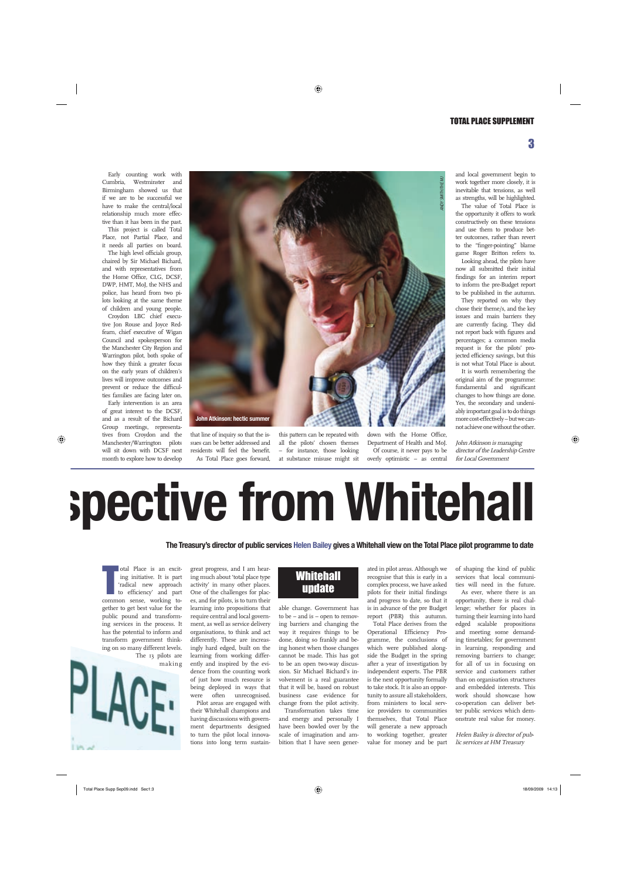Early counting work with Cumbria, Westminster and Birmingham showed us that if we are to be successful we have to make the central/local relationship much more effective than it has been in the past.

This project is called Total Place, not Partial Place, and it needs all parties on board.

The high level officials group, chaired by Sir Michael Bichard, and with representatives from the Home Office, CLG, DCSF, DWP, HMT, MoJ, the NHS and police, has heard from two pilots looking at the same theme of children and young people.

Croydon LBC chief executive Jon Rouse and Joyce Redfearn, chief executive of Wigan Council and spokesperson for the Manchester City Region and Warrington pilot, both spoke of how they think a greater focus on the early years of children's lives will improve outcomes and prevent or reduce the difficulties families are facing later on.

Early intervention is an area of great interest to the DCSF, and as a result of the Bichard Group meetings, representatives from Croydon and the Manchester/Warrington pilots will sit down with DCSF next month to explore how to develop that line of inquiry so that the issues can be better addressed and residents will feel the benefit.

John Atkinson: hectic summer

As Total Place goes forward, this pattern can be repeated with all the pilots' chosen themes – for instance, those looking at substance misuse might sit down with the Home Office, Department of Health and MoJ.

Of course, it never pays to be overly optimistic – as central and local government begin to work together more closely, it is inevitable that tensions, as well as strengths, will be highlighted.

The value of Total Place is the opportunity it offers to work constructively on these tensions and use them to produce better outcomes, rather than revert to the "finger-pointing" blame game Roger Britton refers to.

Looking ahead, the pilots have now all submitted their initial findings for an interim report to inform the pre-Budget report to be published in the autumn.

They reported on why they chose their theme/s, and the key issues and main barriers they are currently facing. They did not report back with figures and percentages; a common media request is for the pilots' projected efficiency savings, but this is not what Total Place is about.

It is worth remembering the original aim of the programme: fundamental and significant changes to how things are done. Yes, the secondary and undeniably important goal is to do things more cost-effectively – but we cannot achieve one without the other.

*John Atkinson is managing director of the Leadership Centre for Local Government*

# spective from Whitehall

**The Treasury's director of public services Helen Bailey gives a Whitehall view on the Total Place pilot programme to date**

## Whitehall update

Total Place is an exciting initiative. It is part 'radical new approach to efficiency' and part common sense, working together to get best value for the public pound and transforming services in the process. It has the potential to inform and transform government thinking on so many different levels.

The 13 pilots are making great progress, and I am hearing much about 'total place type activity' in many other places. One of the challenges for places, and for pilots, is to turn their learning into propositions that require central and local government, as well as service delivery organisations, to think and act differently. These are increasingly hard edged, built on the learning from working differently and inspired by the evidence from the counting work of just how much resource is being deployed in ways that were often unrecognised.

Pilot areas are engaged with their Whitehall champions and having discussions with government departments designed to turn the pilot local innovations into long term sustainable change. Government has to be – and is – open to removing barriers and changing the way it requires things to be done, doing so frankly and being honest when those changes cannot be made. This has got to be an open two-way discussion. Sir Michael Bichard's involvement is a real guarantee that it will be, based on robust business case evidence for change from the pilot activity.

Transformation takes time and energy and personally I have been bowled over by the scale of imagination and ambition that I have seen generated in pilot areas. Although we recognise that this is early in a complex process, we have asked pilots for their initial findings and progress to date, so that it is in advance of the pre Budget report (PBR) this autumn.

Total Place derives from the Operational Efficiency Programme, the conclusions of which were published alongside the Budget in the spring after a year of investigation by independent experts. The PBR is the next opportunity formally to take stock. It is also an opportunity to assure all stakeholders, from ministers to local service providers to communities themselves, that Total Place will generate a new approach to working together, greater value for money and be part of shaping the kind of public services that local communities will need in the future.

As ever, where there is an opportunity, there is real challenge; whether for places in turning their learning into hard edged scalable propositions and meeting some demanding timetables; for government in learning, responding and removing barriers to change; for all of us in focusing on service and customers rather than on organisation structures and embedded interests. This work should showcase how co-operation can deliver better public services which demonstrate real value for money.

*Helen Bailey is director of public services at HM Treasury*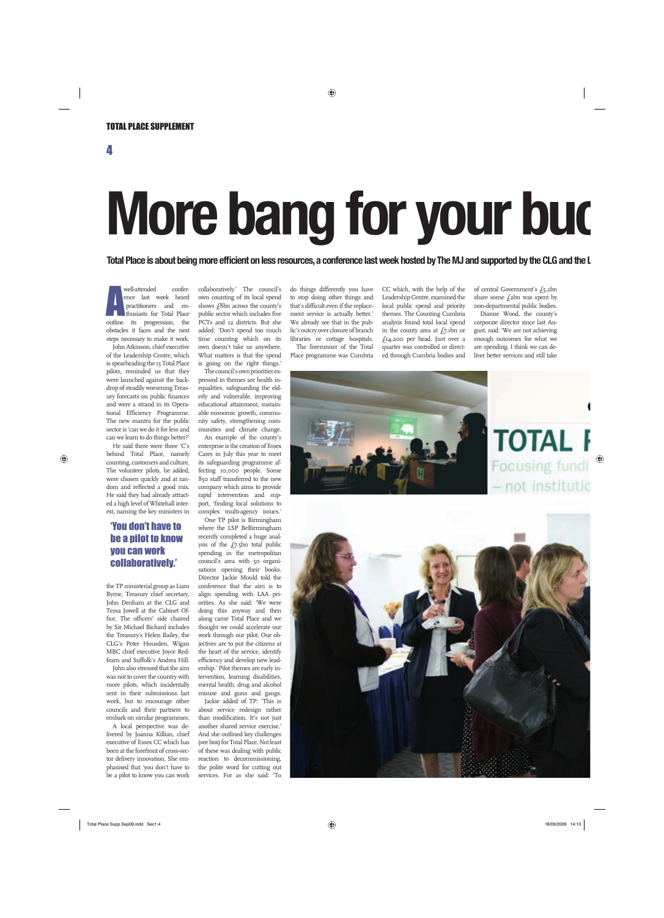# More bang for your buc

**Total Place is about being more efficient on less resources, a conference last week hosted by The MJ and supported by the CLG and the L**

A well-attended conference last week heard practitioners and enthusiasts for Total Place outline its progression, the obstacles it faces and the next steps necessary to make it work.

John Atkinson, chief executive of the Leadership Centre, which is spearheading the 13 Total Place pilots, reminded us that they were launched against the backdrop of steadily worsening Treasury forecasts on public finances and were a strand in its Operational Efficiency Programme. The new mantra for the public sector is 'can we do it for less and can we learn to do things better?'

He said there were three 'C's behind Total Place, namely counting, customers and culture. The volunteer pilots, he added, were chosen quickly and at random and reflected a good mix. He said they had already attracted a high level of Whitehall interest, naming the key ministers in the TP ministerial group as Liam Byrne, Treasury chief secretary, John Denham at the CLG and Tessa Jowell at the Cabinet Office. The officers' side chaired by Sir Michael Bichard includes the Treasury's Helen Bailey, the CLG's Peter Housden, Wigan MBC chief executive Joyce Redfearn and Suffolk's Andrea Hill.

> **'You don't have to be a pilot to know you can work collaboratively.'**

John also stressed that the aim was not to cover the country with more pilots, which incidentally sent in their submissions last week, but to encourage other councils and their partners to embark on similar programmes.

A local perspective was delivered by Joanna Killian, chief executive of Essex CC which has been at the forefront of cross-sector delivery innovation. She emphasised that 'you don't have to be a pilot to know you can work collaboratively.' The council's own counting of its local spend shows £8bn across the county's public sector which includes five PCTs and 12 districts. But she added: 'Don't spend too much time counting which on its own doesn't take us anywhere. What matters is that the spend is going on the right things.'

The council's own priorities expressed in themes are health inequalities, safeguarding the elderly and vulnerable, improving educational attainment, sustainable economic growth, community safety, strengthening communities and climate change.

An example of the county's enterprise is the creation of Essex Cares in July this year to meet its safeguarding programme affecting 10,000 people. Some 850 staff transferred to the new company which aims to provide rapid intervention and support, 'finding local solutions to complex multi-agency issues.'

One TP pilot is Birmingham where the LSP BeBirmingham recently completed a huge analysis of the £7.5bn total public spending in the metropolitan council's area with 50 organisations opening their books. Director Jackie Mould told the conference that the aim is to align spending with LAA priorities. As she said: 'We were doing this anyway and then along came Total Place and we thought we could accelerate our work through our pilot. Our objectives are to put the citizens at the heart of the service, identify efficiency and develop new leadership.' Pilot themes are early intervention, learning disabilities, mental health, drug and alcohol misuse and guns and gangs.

Jackie added of TP: 'This is about service redesign rather than modification. It's not just another shared service exercise.' And she outlined key challenges (see box) for Total Place. Not least of these was dealing with public reaction to decommissioning, the polite word for cutting out services. For as she said: 'To do things differently you have to stop doing other things and that's difficult even if the replacement service is actually better.' We already see that in the public's outcry over closure of branch libraries or cottage hospitals.

The forerunner of the Total Place programme was Cumbria CC which, with the help of the Leadership Centre, examined the local public spend and priority themes. The Counting Cumbria analysis found total local spend in the county area at £7.1bn or £14,200 per head. Just over a quarter was controlled or directed through Cumbria bodies and of central Government's £5.2bn share some £2bn was spent by non-departmental public bodies.

Dianne Wood, the county's corporate director since last August, said: 'We are not achieving enough outcomes for what we are spending. I think we can deliver better services and still take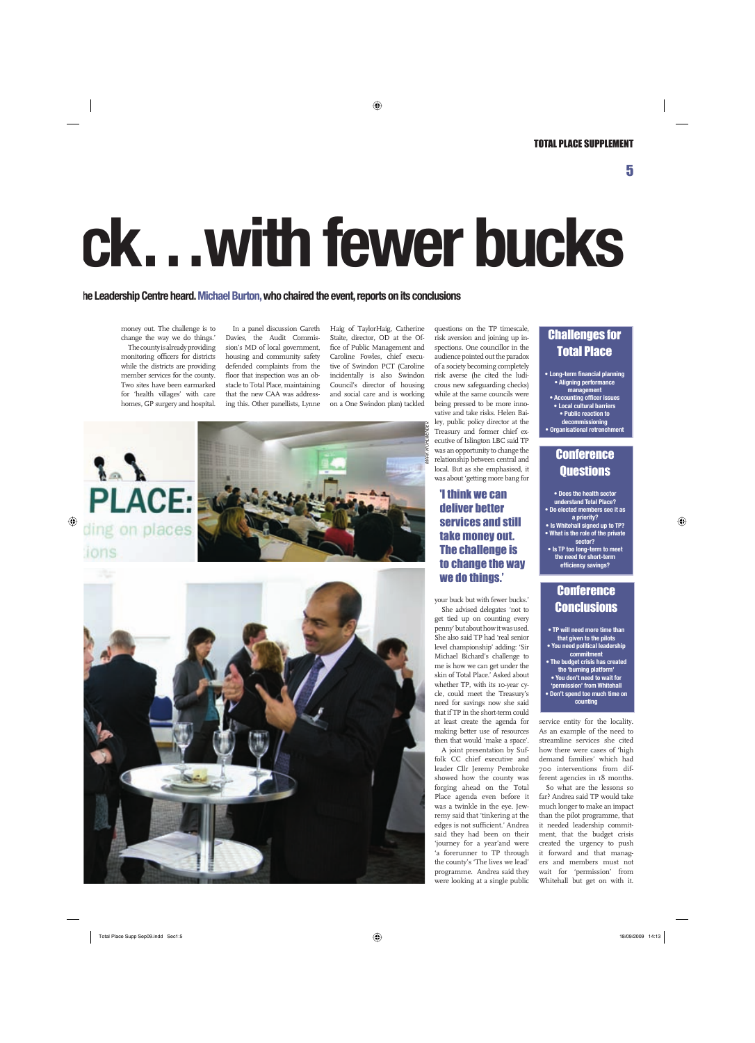# ck. . .with fewer bucks

**he Leadership Centre heard. Michael Burton, who chaired the event, reports on its conclusions**

money out. The challenge is to change the way we do things.'

The county is already providing monitoring officers for districts while the districts are providing member services for the county. Two sites have been earmarked for 'health villages' with care homes, GP surgery and hospital.

In a panel discussion Gareth Davies, the Audit Commission's MD of local government, housing and community safety defended complaints from the floor that inspection was an obstacle to Total Place, maintaining that the new CAA was addressing this. Other panellists, Lynne Haig of TaylorHaig, Catherine Staite, director, OD at the Office of Public Management and Caroline Fowles, chief executive of Swindon PCT (Caroline incidentally is also Swindon Council's director of housing and social care and is working on a One Swindon plan) tackled questions on the TP timescale, risk aversion and joining up inspections. One councillor in the audience pointed out the paradox of a society becoming completely risk averse (he cited the ludicrous new safeguarding checks) while at the same councils were being pressed to be more innovative and take risks. Helen Bailey, public policy director at the Treasury and former chief executive of Islington LBC said TP was an opportunity to change the relationship between central and local. But as she emphasised, it was about 'getting more bang for your buck but with fewer bucks.'

**'I think we can deliver better services and still take money out. The challenge is to change the way we do things.'**

She advised delegates 'not to get tied up on counting every penny' but about how it was used. She also said TP had 'real senior level championship' adding: 'Sir Michael Bichard's challenge to me is how we can get under the skin of Total Place.' Asked about whether TP, with its 10-year cycle, could meet the Treasury's need for savings now she said that if TP in the short-term could at least create the agenda for making better use of resources then that would 'make a space'.

A joint presentation by Suffolk CC chief executive and leader Cllr Jeremy Pembroke showed how the county was forging ahead on the Total Place agenda even before it was a twinkle in the eye. Jewremy said that 'tinkering at the edges is not sufficient.' Andrea said they had been on their 'journey for a year' and were 'a forerunner to TP through the county's 'The lives we lead' programme. Andrea said they were looking at a single public service entity for the locality. As an example of the need to streamline services she cited how there were cases of 'high demand families' which had 700 interventions from different agencies in 18 months.

So what are the lessons so far? Andrea said TP would take much longer to make an impact than the pilot programme, that it needed leadership commitment, that the budget crisis created the urgency to push it forward and that managers and members must not wait for 'permission' from Whitehall but get on with it.

## Challenges for Total Place

- Long-term financial planning
- Aligning performance management
- Accounting officer issues
- Local cultural barriers
- Public reaction to decommissioning
- Organisational retrenchment

## Conference Questions

- Does the health sector understand Total Place?
- Do elected members see it as a priority?
- Is Whitehall signed up to TP?
- What is the role of the private sector?
- Is TP too long-term to meet the need for short-term efficiency savings?

## Conference Conclusions

- TP will need more time than that given to the pilots
- You need political leadership commitment
- The budget crisis has created the 'burning platform'
- You don't need to wait for 'permission' from Whitehall
- Don't spend too much time on counting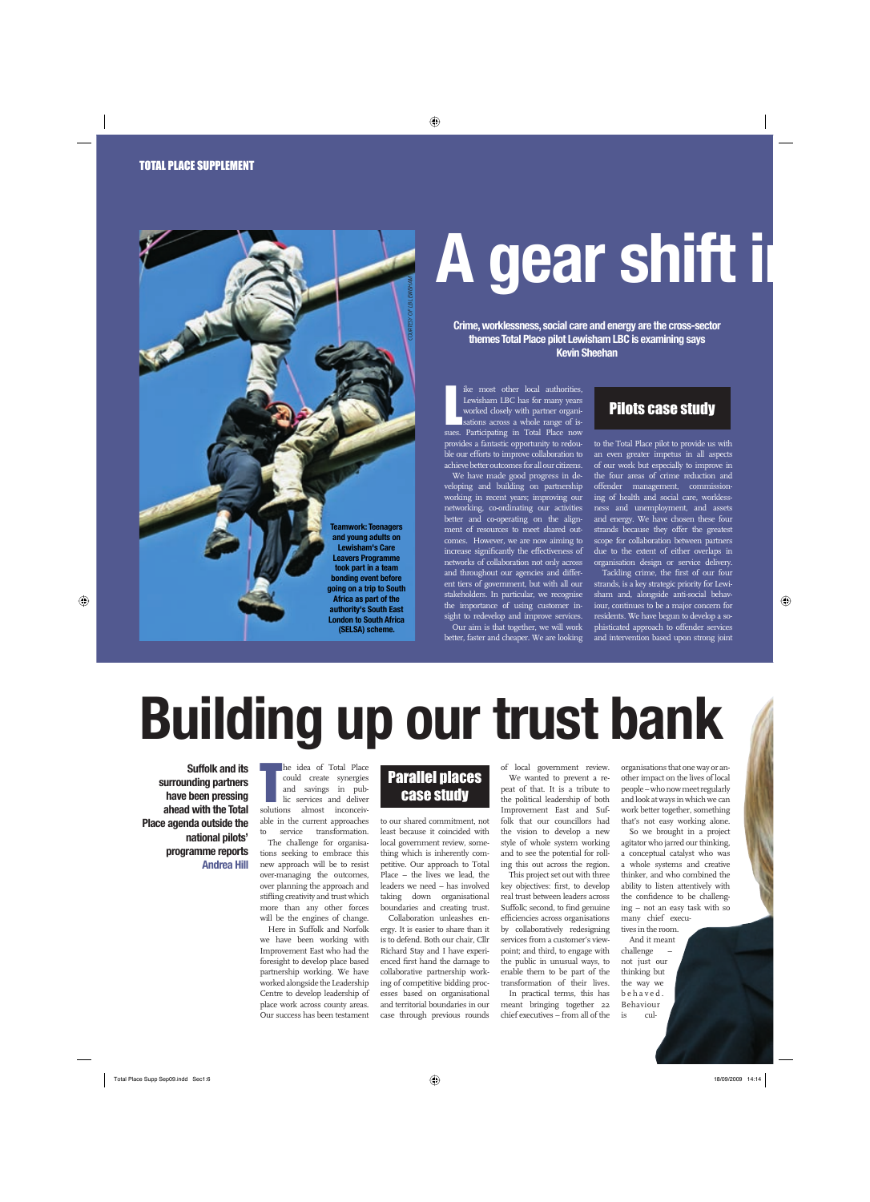# A gear shift i

**Crime, worklessness, social care and energy are the cross-sector themes Total Place pilot Lewisham LBC is examining says Kevin Sheehan**

Teamwork: Teenagers and young adults on Lewisham's Care Leavers Programme took part in a team bonding event before going on a trip to South Africa as part of the authority's South East London to South Africa (SELSA) scheme.

COURTESY OF LB LEWISHAM

Like most other local authorities, Lewisham LBC has for many years worked closely with partner organisations across a whole range of issues. Participating in Total Place now provides a fantastic opportunity to redouble our efforts to improve collaboration to achieve better outcomes for all our citizens.

We have made good progress in developing and building on partnership working in recent years; improving our networking, co-ordinating our activities better and co-operating on the alignment of resources to meet shared outcomes. However, we are now aiming to increase significantly the effectiveness of networks of collaboration not only across and throughout our agencies and different tiers of government, but with all our stakeholders. In particular, we recognise the importance of using customer insight to redevelop and improve services.

Our aim is that together, we will work better, faster and cheaper. We are looking

## Pilots case study

to the Total Place pilot to provide us with an even greater impetus in all aspects of our work but especially to improve in the four areas of crime reduction and offender management, commissioning of health and social care, worklessness and unemployment, and assets and energy. We have chosen these four strands because they offer the greatest scope for collaboration between partners due to the extent of either overlaps in organisation design or service delivery.

Tackling crime, the first of our four strands, is a key strategic priority for Lewisham and, alongside anti-social behaviour, continues to be a major concern for residents. We have begun to develop a sophisticated approach to offender services and intervention based upon strong joint

# Building up our trust bank

**Suffolk and its surrounding partners have been pressing ahead with the Total Place agenda outside the national pilots' programme reports Andrea Hill**

The idea of Total Place could create synergies and savings in public services and deliver solutions almost inconceivable in the current approaches to service transformation.

The challenge for organisations seeking to embrace this new approach will be to resist over-managing the outcomes, over planning the approach and stifling creativity and trust which more than any other forces will be the engines of change.

Here in Suffolk and Norfolk we have been working with Improvement East who had the foresight to develop place based partnership working. We have worked alongside the Leadership Centre to develop leadership of place work across county areas. Our success has been testament

## Parallel places case study

to our shared commitment, not least because it coincided with local government review, something which is inherently competitive. Our approach to Total Place – the lives we lead, the leaders we need – has involved taking down organisational boundaries and creating trust.

Collaboration unleashes energy. It is easier to share than it is to defend. Both our chair, Cllr Richard Stay and I have experienced first hand the damage to collaborative partnership working of competitive bidding processes based on organisational and territorial boundaries in our case through previous rounds of local government review.

We wanted to prevent a repeat of that. It is a tribute to the political leadership of both Improvement East and Suffolk that our councillors had the vision to develop a new style of whole system working and to see the potential for rolling this out across the region.

This project set out with three key objectives: first, to develop real trust between leaders across Suffolk; second, to find genuine efficiencies across organisations by collaboratively redesigning services from a customer's viewpoint; and third, to engage with the public in unusual ways, to enable them to be part of the transformation of their lives.

In practical terms, this has meant bringing together 22 chief executives – from all of the organisations that one way or another impact on the lives of local people – who now meet regularly and look at ways in which we can work better together, something that's not easy working alone.

So we brought in a project agitator who jarred our thinking, a conceptual catalyst who was a whole systems and creative thinker, and who combined the ability to listen attentively with the confidence to be challenging – not an easy task with so many chief executives in the room.

And it meant challenge – not just our thinking but the way we behaved. Behaviour is cul-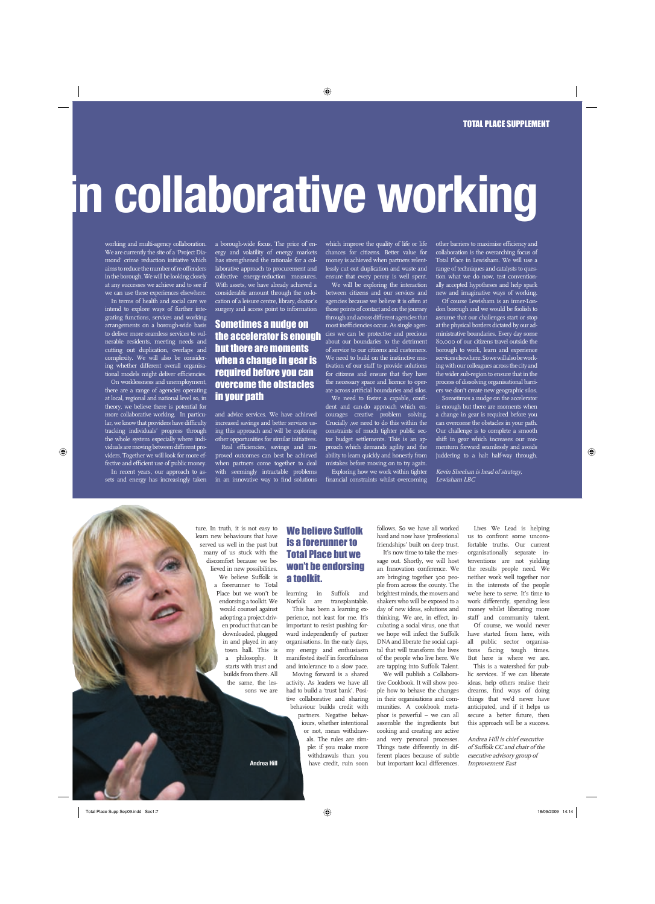# in collaborative working

working and multi-agency collaboration. We are currently the site of a 'Project Diamond' crime reduction initiative which aims to reduce the number of re-offenders in the borough. We will be looking closely at any successes we achieve and to see if we can use these experiences elsewhere.

In terms of health and social care we intend to explore ways of further integrating functions, services and working arrangements on a borough-wide basis to deliver more seamless services to vulnerable residents, meeting needs and cutting out duplication, overlaps and complexity. We will also be considering whether different overall organisational models might deliver efficiencies.

On worklessness and unemployment, there are a range of agencies operating at local, regional and national level so, in theory, we believe there is potential for more collaborative working. In particular, we know that providers have difficulty tracking individuals' progress through the whole system especially where individuals are moving between different providers. Together we will look for more effective and efficient use of public money.

In recent years, our approach to assets and energy has increasingly taken a borough-wide focus. The price of energy and volatility of energy markets has strengthened the rationale for a collaborative approach to procurement and collective energy-reduction measures. With assets, we have already achieved a considerable amount through the co-location of a leisure centre, library, doctor's surgery and access point to information

## Sometimes a nudge on the accelerator is enough but there are moments when a change in gear is required before you can overcome the obstacles in your path

and advice services. We have achieved increased savings and better services using this approach and will be exploring other opportunities for similar initiatives.

Real efficiencies, savings and improved outcomes can best be achieved when partners come together to deal with seemingly intractable problems in an innovative way to find solutions which improve the quality of life or life chances for citizens. Better value for money is achieved when partners relentlessly cut out duplication and waste and ensure that every penny is well spent.

We will be exploring the interaction between citizens and our services and agencies because we believe it is often at those points of contact and on the journey through and across different agencies that most inefficiencies occur. As single agencies we can be protective and precious about our boundaries to the detriment of service to our citizens and customers. We need to build on the instinctive motivation of our staff to provide solutions for citizens and ensure that they have the necessary space and licence to operate across artificial boundaries and silos.

We need to foster a capable, confident and can-do approach which encourages creative problem solving. Crucially ,we need to do this within the constraints of much tighter public sector budget settlements. This is an approach which demands agility and the ability to learn quickly and honestly from mistakes before moving on to try again.

Exploring how we work within tighter financial constraints whilst overcoming other barriers to maximise efficiency and collaboration is the overarching focus of Total Place in Lewisham. We will use a range of techniques and catalysts to question what we do now, test conventionally accepted hypotheses and help spark new and imaginative ways of working.

Of course Lewisham is an inner-London borough and we would be foolish to assume that our challenges start or stop at the physical borders dictated by our administrative boundaries. Every day some 80,000 of our citizens travel outside the borough to work, learn and experience services elsewhere. So we will also be working with our colleagues across the city and the wider sub-region to ensure that in the process of dissolving organisational barriers we don't create new geographic silos.

Sometimes a nudge on the accelerator is enough but there are moments when a change in gear is required before you can overcome the obstacles in your path. Our challenge is to complete a smooth shift in gear which increases our momentum forward seamlessly and avoids juddering to a halt half-way through.

*Kevin Sheehan is head of strategy, Lewisham LBC*

---

Andrea Hill

ture. In truth, it is not easy to learn new behaviours that have served us well in the past but many of us stuck with the discomfort because we believed in new possibilities.

We believe Suffolk is a forerunner to Total Place but we won't be endorsing a toolkit. We would counsel against adopting a project-driven product that can be downloaded, plugged in and played in any town hall. This is a philosophy. It starts with trust and builds from there. All the same, the lessons we are learning in Suffolk and Norfolk are transplantable.

## We believe Suffolk is a forerunner to Total Place but we won't be endorsing a toolkit.

This has been a learning experience, not least for me. It's important to resist pushing forward independently of partner organisations. In the early days, my energy and enthusiasm manifested itself in forcefulness and intolerance to a slow pace.

Moving forward is a shared activity. As leaders we have all had to build a 'trust bank'. Positive collaborative and sharing behaviour builds credit with partners. Negative behaviours, whether intentional or not, mean withdrawals. The rules are simple: if you make more withdrawals than you have credit, ruin soon follows. So we have all worked hard and now have 'professional friendships' built on deep trust.

It's now time to take the message out. Shortly, we will host an Innovation conference. We are bringing together 300 people from across the county. The brightest minds, the movers and shakers who will be exposed to a day of new ideas, solutions and thinking. We are, in effect, incubating a social virus, one that we hope will infect the Suffolk DNA and liberate the social capital that will transform the lives of the people who live here. We are tapping into Suffolk Talent.

We will publish a Collaborative Cookbook. It will show people how to behave the changes in their organisations and communities. A cookbook metaphor is powerful – we can all assemble the ingredients but cooking and creating are active and very personal processes. Things taste differently in different places because of subtle but important local differences.

Lives We Lead is helping us to confront some uncomfortable truths. Our current organisationally separate interventions are not yielding the results people need. We neither work well together nor in the interests of the people we're here to serve. It's time to work differently, spending less money whilst liberating more staff and community talent.

Of course, we would never have started from here, with all public sector organisations facing tough times. But here is where we are.

This is a watershed for public services. If we can liberate ideas, help others realise their dreams, find ways of doing things that we'd never have anticipated, and if it helps us secure a better future, then this approach will be a success.

*Andrea Hill is chief executive of Suffolk CC and chair of the executive advisory group of Improvement East*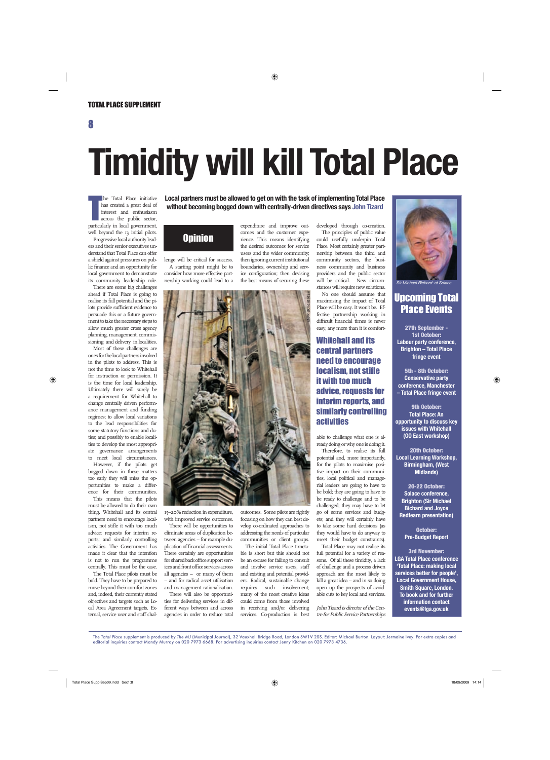# Timidity will kill Total Place

**Local partners must be allowed to get on with the task of implementing Total Place without becoming bogged down with centrally-driven directives says John Tizard**

## Opinion

The Total Place initiative has created a great deal of interest and enthusiasm across the public sector, particularly in local government, well beyond the 13 initial pilots.

Progressive local authority leaders and their senior executives understand that Total Place can offer a shield against pressures on public finance and an opportunity for local government to demonstrate its community leadership role.

There are some big challenges ahead if Total Place is going to realise its full potential and the pilots provide sufficient evidence to persuade this or a future government to take the necessary steps to allow much greater cross agency planning, management, commissioning and delivery in localities.

Most of these challenges are ones for the local partners involved in the pilots to address. This is not the time to look to Whitehall for instruction or permission. It is the time for local leadership. Ultimately there will surely be a requirement for Whitehall to change centrally driven performance management and funding regimes; to allow local variations to the lead responsibilities for some statutory functions and duties; and possibly to enable localities to develop the most appropriate governance arrangements to meet local circumstances.

However, if the pilots get bogged down in these matters too early they will miss the opportunities to make a difference for their communities.

This means that the pilots must be allowed to do their own thing. Whitehall and its central partners need to encourage localism, not stifle it with too much advice; requests for interim reports; and similarly controlling activities. The Government has made it clear that the intention is not to run the programme centrally. This must be the case.

The Total Place pilots must be bold. They have to be prepared to move beyond their comfort zones and, indeed, their currently stated objectives and targets such as Local Area Agreement targets. External, service user and staff challenge will be critical for success.

A starting point might be to consider how more effective partnership working could lead to a 15–20% reduction in expenditure, with improved service outcomes.

There will be opportunities to eliminate areas of duplication between agencies – for example duplication of financial assessments. There certainly are opportunities for shared back office support services and front office services across all agencies – or many of them – and for radical asset utilisation and management rationalisation.

There will also be opportunities for delivering services in different ways between and across agencies in order to reduce total expenditure and improve outcomes and the customer experience. This means identifying the desired outcomes for service users and the wider community; then ignoring current institutional boundaries, ownership and service configuration; then devising the best means of securing these outcomes. Some pilots are rightly focusing on how they can best develop co-ordinated approaches to addressing the needs of particular communities or client groups.

The initial Total Place timetable is short but this should not be an excuse for failing to consult and involve service users, staff and existing and potential providers. Radical, sustainable change requires such involvement; many of the most creative ideas could come from those involved in receiving and/or delivering services. Co-production is best developed through co-creation.

The principles of public value could usefully underpin Total Place. Most certainly greater partnership between the third and community sectors, the business community and business providers and the public sector will be critical. New circumstances will require new solutions.

No one should assume that maximising the impact of Total Place will be easy. It won't be. Effective partnership working in difficult financial times is never easy, any more than it is comfortable to challenge what one is already doing or why one is doing it.

**Whitehall and its central partners need to encourage localism, not stifle it with too much advice, requests for interim reports, and similarly controlling activities**

Therefore, to realise its full potential and, more importantly, for the pilots to maximise positive impact on their communities, local political and managerial leaders are going to have to be bold; they are going to have to be ready to challenge and to be challenged; they may have to let go of some services and budgets; and they will certainly have to take some hard decisions (as they would have to do anyway to meet their budget constraints).

Total Place may not realise its full potential for a variety of reasons. Of all these timidity, a lack of challenge and a process driven approach are the most likely to kill a great idea – and in so doing open up the prospects of avoidable cuts to key local and services.

*John Tizard is director of the Centre for Public Service Partnerships*

Sir Michael Bichard: at Solace

## Upcoming Total Place Events

**27th September - 1st October:**
**Labour party conference, Brighton – Total Place fringe event**

**5th - 8th October:**
**Conservative party conference, Manchester – Total Place fringe event**

**9th October:**
**Total Place: An opportunity to discuss key issues with Whitehall (GO East workshop)**

**20th October:**
**Local Learning Workshop, Birmingham, (West Midlands)**

**20-22 October:**
**Solace conference, Brighton (Sir Michael Bichard and Joyce Redfearn presentation)**

**October:**
**Pre-Budget Report**

**3rd November:**
**LGA Total Place conference 'Total Place: making local services better for people', Local Government House, Smith Square, London. To book and for further information contact events@lga.gov.uk**

The *Total Place* supplement is produced by *The MJ* (Municipal Journal), 32 Vauxhall Bridge Road, London SW1V 2SS. Editor: Michael Burton. Layout: Jermaine Ivey. For extra copies and editorial inquiries contact Mandy Murray on 020 7973 6668. For advertising inquiries contact Jenny Kitchen on 020 7973 4736.